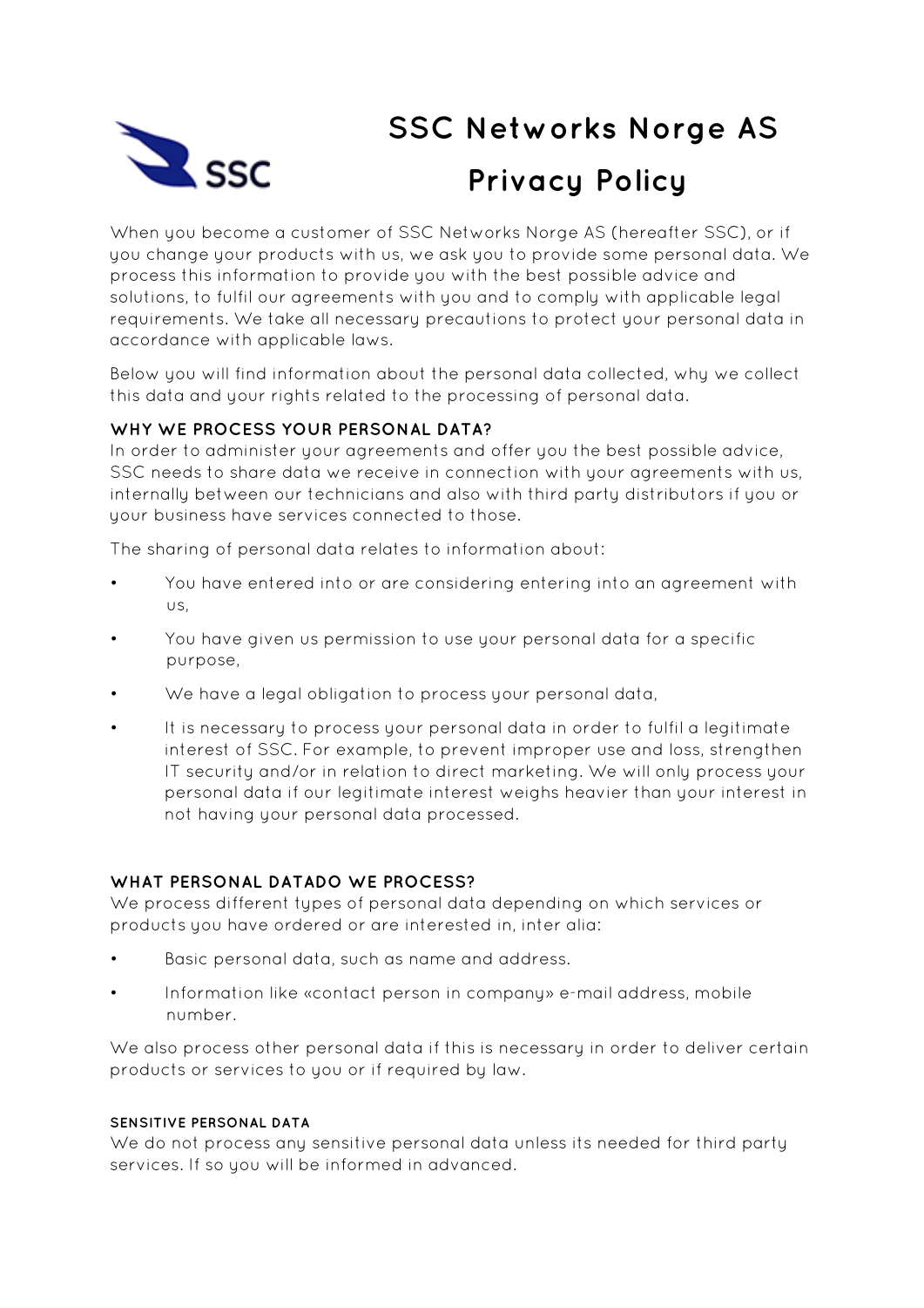# SSC Networks Norge AS

# Privacy Policy

When you become a customer of SSC Networks Norge AS (hereafter SSC), or if you change your products with us, we ask you to provide some personal data. We process this information to provide you with the best possible advice and solutions, to fulfil our agreements with you and to comply with applicable legal requirements. We take all necessary precautions to protect your personal data in accordance with applicable laws.

Below you will find information about the personal data collected, why we collect this data and your rights related to the processing of personal data.

## WHY WE PROCESS YOUR PERSONAL DATA?

In order to administer your agreements and offer you the best possible advice, SSC needs to share data we receive in connection with your agreements with us, internally between our technicians and also with third party distributors if you or your business have services connected to those.

The sharing of personal data relates to information about:

- You have entered into or are considering entering into an agreement with us,
- You have given us permission to use your personal data for a specific purpose,
- We have a legal obligation to process your personal data,
- It is necessary to process your personal data in order to fulfil a legitimate interest of SSC. For example, to prevent improper use and loss, strengthen IT security and/or in relation to direct marketing. We will only process your personal data if our legitimate interest weighs heavier than your interest in not having your personal data processed.

## WHAT PERSONAL DATADO WE PROCESS?

We process different types of personal data depending on which services or products you have ordered or are interested in, inter alia:

- Basic personal data, such as name and address.
- Information like «contact person in company» e-mail address, mobile number.

We also process other personal data if this is necessary in order to deliver certain products or services to you or if required by law.

### SENSITIVE PERSONAL DATA

We do not process any sensitive personal data unless its needed for third party services. If so you will be informed in advanced.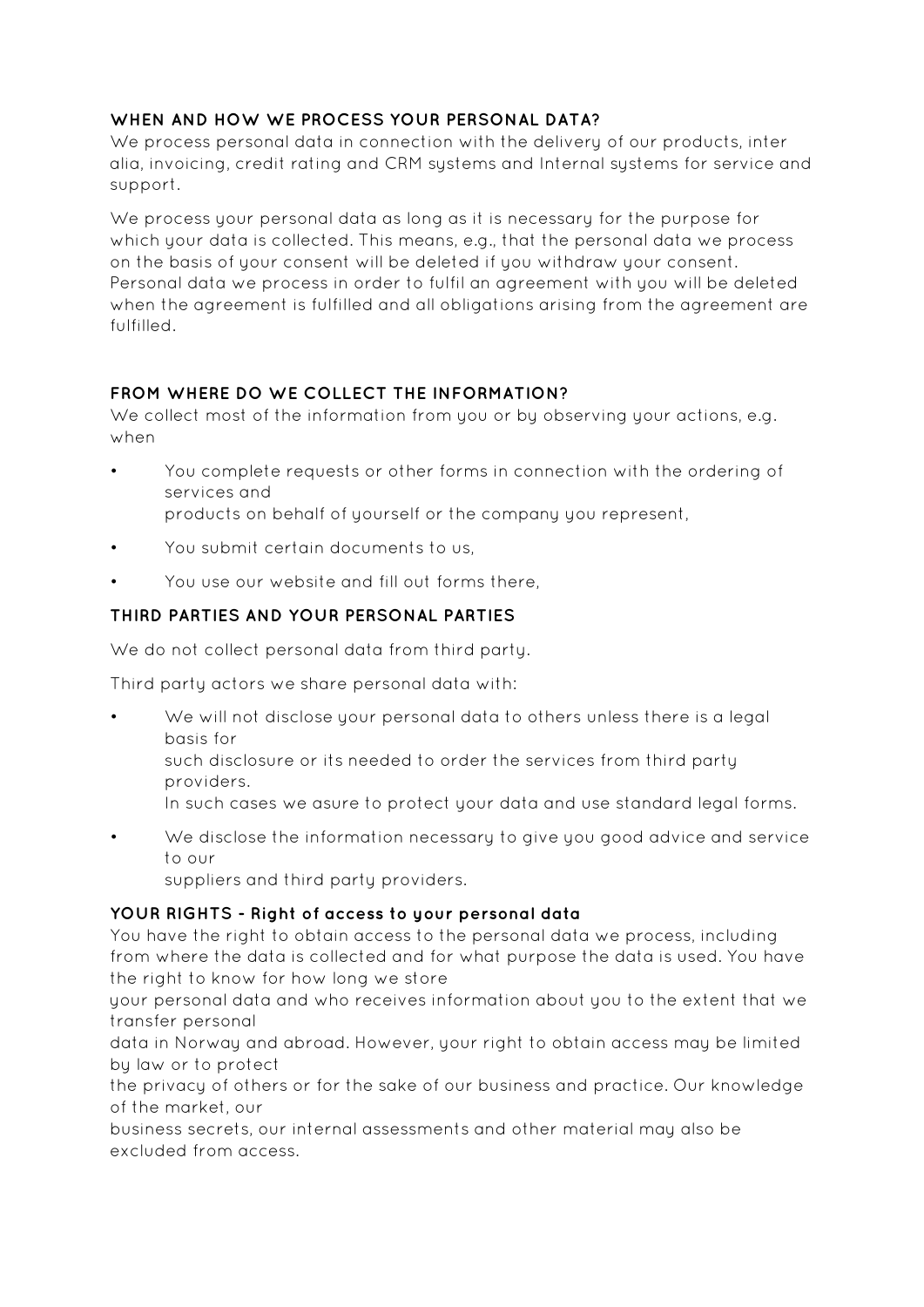**WHEN AND HOW WE PROCESS YOUR PERSONAL DATA?**

We process personal data in connection with the delivery of our products, inter alia, invoicing, credit rating and CRM systems and Internal systems for service and support.

We process your personal data as long as it is necessary for the purpose for which your data is collected. This means, e.g., that the personal data we process on the basis of your consent will be deleted if you withdraw your consent. Personal data we process in order to fulfil an agreement with you will be deleted when the agreement is fulfilled and all obligations arising from the agreement are fulfilled.

**FROM WHERE DO WE COLLECT THE INFORMATION?**

We collect most of the information from you or by observing your actions, e.g. when

- You complete requests or other forms in connection with the ordering of services and products on behalf of yourself or the company you represent,
- You submit certain documents to us,
- You use our website and fill out forms there,

**THIRD PARTIES AND YOUR PERSONAL PARTIES**

We do not collect personal data from third party.

Third party actors we share personal data with:

- We will not disclose your personal data to others unless there is a legal basis for such disclosure or its needed to order the services from third party providers. In such cases we asure to protect your data and use standard legal forms.
- We disclose the information necessary to give you good advice and service to our suppliers and third party providers.

**YOUR RIGHTS - Right of access to your personal data**

You have the right to obtain access to the personal data we process, including from where the data is collected and for what purpose the data is used. You have the right to know for how long we store your personal data and who receives information about you to the extent that we transfer personal data in Norway and abroad. However, your right to obtain access may be limited by law or to protect the privacy of others or for the sake of our business and practice. Our knowledge of the market, our business secrets, our internal assessments and other material may also be excluded from access.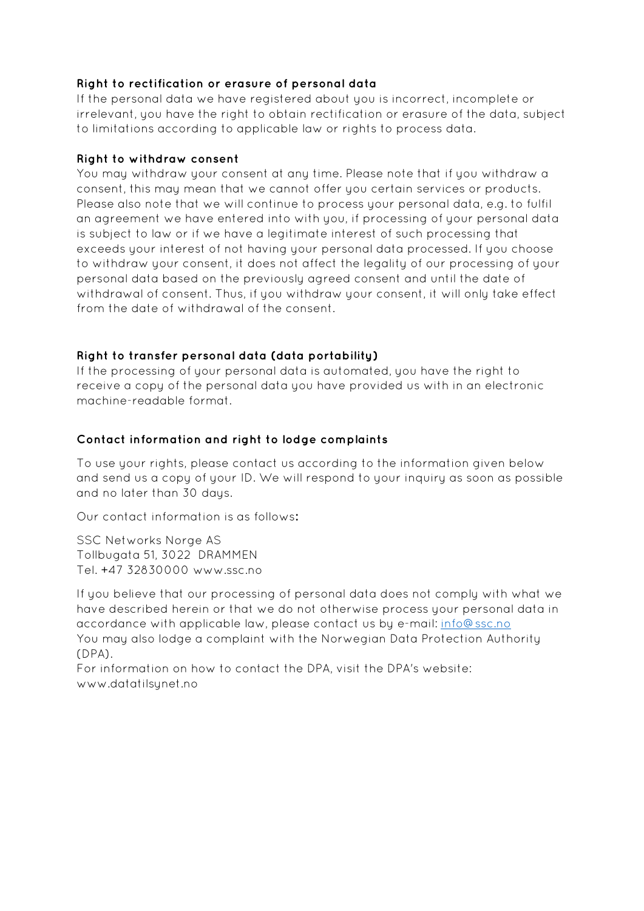**Right to rectification or erasure of personal data**

If the personal data we have registered about you is incorrect, incomplete or irrelevant, you have the right to obtain rectification or erasure of the data, subject to limitations according to applicable law or rights to process data.

**Right to withdraw consent**

You may withdraw your consent at any time. Please note that if you withdraw a consent, this may mean that we cannot offer you certain services or products. Please also note that we will continue to process your personal data, e.g. to fulfil an agreement we have entered into with you, if processing of your personal data is subject to law or if we have a legitimate interest of such processing that exceeds your interest of not having your personal data processed. If you choose to withdraw your consent, it does not affect the legality of our processing of your personal data based on the previously agreed consent and until the date of withdrawal of consent. Thus, if you withdraw your consent, it will only take effect from the date of withdrawal of the consent.

**Right to transfer personal data (data portability)**

If the processing of your personal data is automated, you have the right to receive a copy of the personal data you have provided us with in an electronic machine-readable format.

**Contact information and right to lodge complaints**

To use your rights, please contact us according to the information given below and send us a copy of your ID. We will respond to your inquiry as soon as possible and no later than 30 days.

Our contact information is as follows:

SSC Networks Norge AS
Tollbugata 51, 3022 DRAMMEN
Tel. +47 32830000 www.ssc.no

If you believe that our processing of personal data does not comply with what we have described herein or that we do not otherwise process your personal data in accordance with applicable law, please contact us by e-mail: info@ssc.no
You may also lodge a complaint with the Norwegian Data Protection Authority (DPA).
For information on how to contact the DPA, visit the DPA's website: www.datatilsynet.no